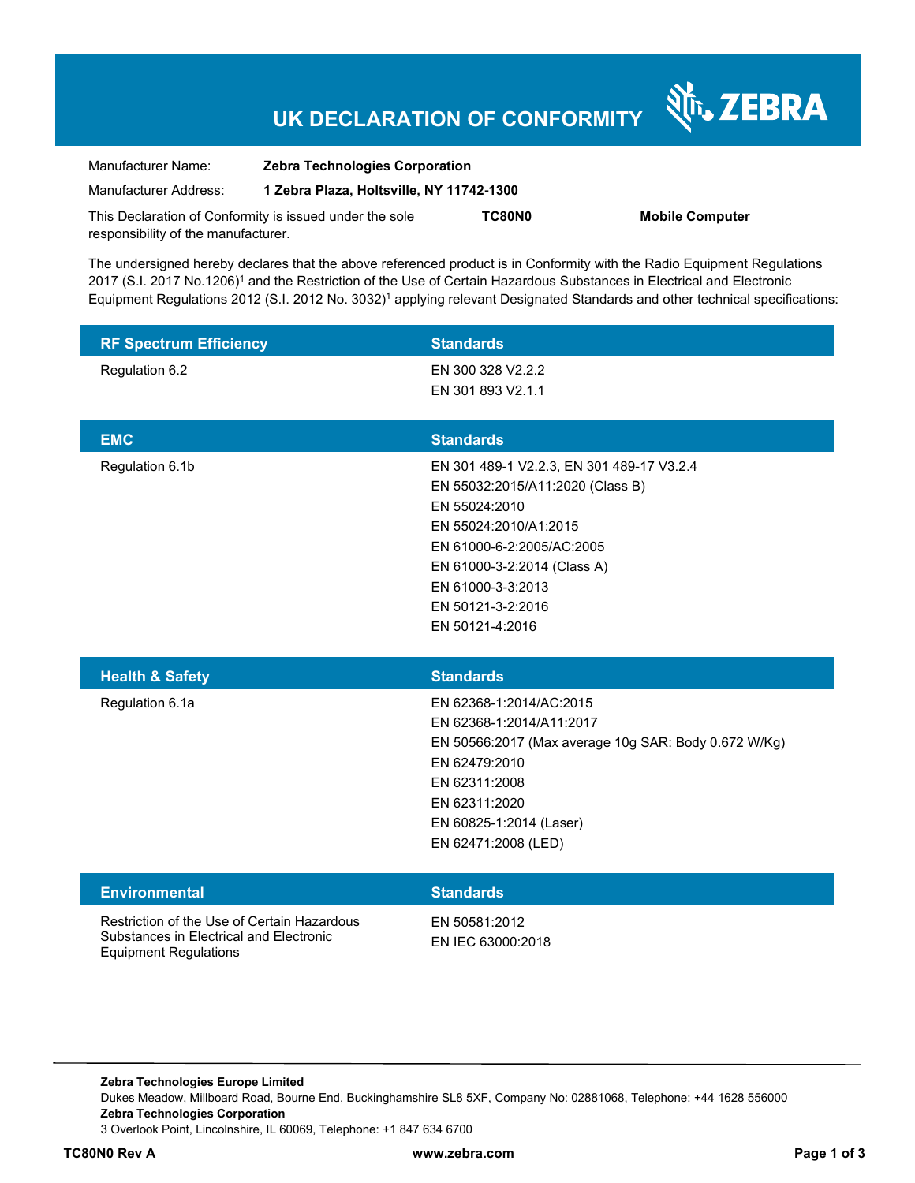# UK DECLARATION OF CONFORMITY

ZEBRA

Manufacturer Name: **Zebra Technologies Corporation**

Manufacturer Address: **1 Zebra Plaza, Holtsville, NY 11742-1300**

This Declaration of Conformity is issued under the sole responsibility of the manufacturer. **TC80N0** **Mobile Computer**

The undersigned hereby declares that the above referenced product is in Conformity with the Radio Equipment Regulations 2017 (S.I. 2017 No.1206)[1] and the Restriction of the Use of Certain Hazardous Substances in Electrical and Electronic Equipment Regulations 2012 (S.I. 2012 No. 3032)[1] applying relevant Designated Standards and other technical specifications:

| RF Spectrum Efficiency | Standards |
|---|---|
| Regulation 6.2 | EN 300 328 V2.2.2<br>EN 301 893 V2.1.1 |

| EMC | Standards |
|---|---|
| Regulation 6.1b | EN 301 489-1 V2.2.3, EN 301 489-17 V3.2.4<br>EN 55032:2015/A11:2020 (Class B)<br>EN 55024:2010<br>EN 55024:2010/A1:2015<br>EN 61000-6-2:2005/AC:2005<br>EN 61000-3-2:2014 (Class A)<br>EN 61000-3-3:2013<br>EN 50121-3-2:2016<br>EN 50121-4:2016 |

| Health & Safety | Standards |
|---|---|
| Regulation 6.1a | EN 62368-1:2014/AC:2015<br>EN 62368-1:2014/A11:2017<br>EN 50566:2017 (Max average 10g SAR: Body 0.672 W/Kg)<br>EN 62479:2010<br>EN 62311:2008<br>EN 62311:2020<br>EN 60825-1:2014 (Laser)<br>EN 62471:2008 (LED) |

| Environmental | Standards |
|---|---|
| Restriction of the Use of Certain Hazardous Substances in Electrical and Electronic Equipment Regulations | EN 50581:2012<br>EN IEC 63000:2018 |

**Zebra Technologies Europe Limited**
Dukes Meadow, Millboard Road, Bourne End, Buckinghamshire SL8 5XF, Company No: 02881068, Telephone: +44 1628 556000
**Zebra Technologies Corporation**
3 Overlook Point, Lincolnshire, IL 60069, Telephone: +1 847 634 6700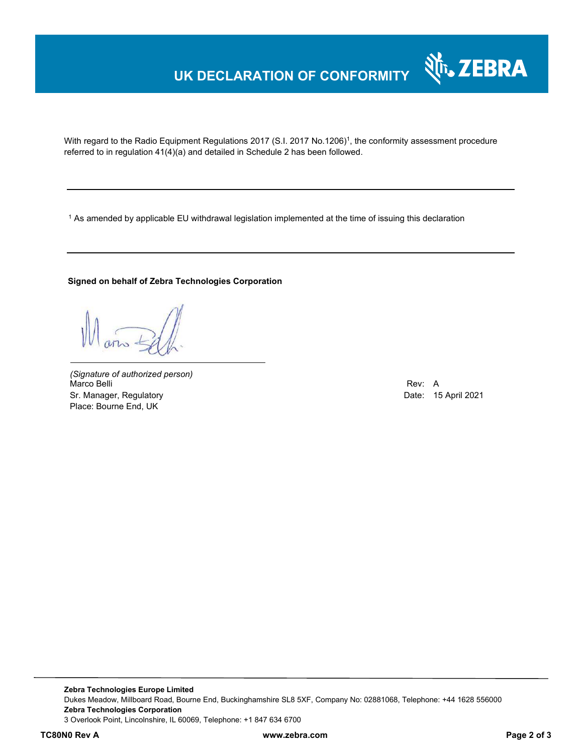# UK DECLARATION OF CONFORMITY

With regard to the Radio Equipment Regulations 2017 (S.I. 2017 No.1206)[1], the conformity assessment procedure referred to in regulation 41(4)(a) and detailed in Schedule 2 has been followed.

---

[1] As amended by applicable EU withdrawal legislation implemented at the time of issuing this declaration

---

**Signed on behalf of Zebra Technologies Corporation**

*(Signature of authorized person)*
Marco Belli
Sr. Manager, Regulatory
Place: Bourne End, UK

Rev: A
Date: 15 April 2021

---

**Zebra Technologies Europe Limited**
Dukes Meadow, Millboard Road, Bourne End, Buckinghamshire SL8 5XF, Company No: 02881068, Telephone: +44 1628 556000
**Zebra Technologies Corporation**
3 Overlook Point, Lincolnshire, IL 60069, Telephone: +1 847 634 6700

**TC80N0 Rev A** **www.zebra.com**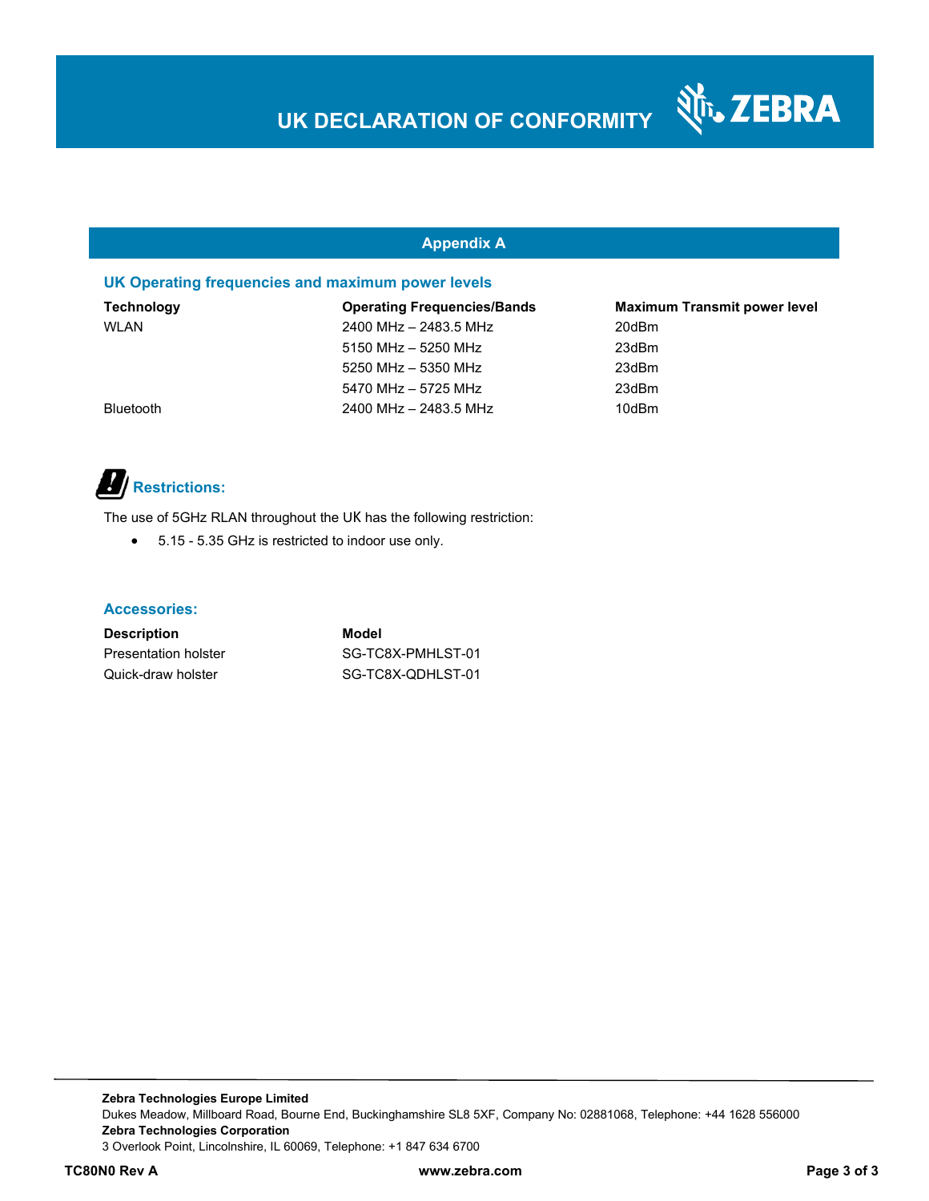## Appendix A

### UK Operating frequencies and maximum power levels

| Technology | Operating Frequencies/Bands | Maximum Transmit power level |
| --- | --- | --- |
| WLAN | 2400 MHz – 2483.5 MHz | 20dBm |
| | 5150 MHz – 5250 MHz | 23dBm |
| | 5250 MHz – 5350 MHz | 23dBm |
| | 5470 MHz – 5725 MHz | 23dBm |
| Bluetooth | 2400 MHz – 2483.5 MHz | 10dBm |

### Restrictions:

The use of 5GHz RLAN throughout the UK has the following restriction:

- 5.15 - 5.35 GHz is restricted to indoor use only.

### Accessories:

| Description | Model |
| --- | --- |
| Presentation holster | SG-TC8X-PMHLST-01 |
| Quick-draw holster | SG-TC8X-QDHLST-01 |

**Zebra Technologies Europe Limited**
Dukes Meadow, Millboard Road, Bourne End, Buckinghamshire SL8 5XF, Company No: 02881068, Telephone: +44 1628 556000
**Zebra Technologies Corporation**
3 Overlook Point, Lincolnshire, IL 60069, Telephone: +1 847 634 6700

**TC80N0 Rev A** **www.zebra.com**